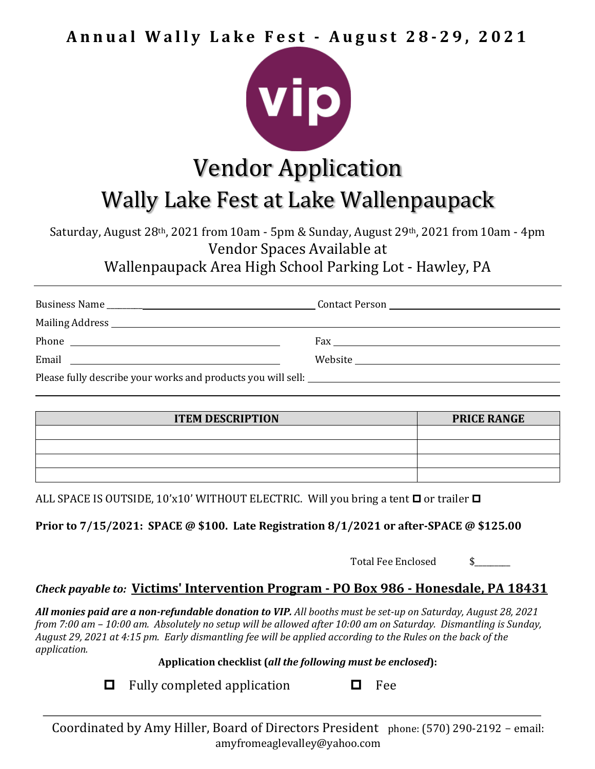**Annual Wally Lake Fest - August 28-29, 2021**

vip

# Vendor Application

## Wally Lake Fest at Lake Wallenpaupack

Saturday, August 28th, 2021 from 10am - 5pm & Sunday, August 29th, 2021 from 10am - 4pm

Vendor Spaces Available at

Wallenpaupack Area High School Parking Lot - Hawley, PA

---

Business Name ________________________ Contact Person ________________________

Mailing Address ________________________________________________

Phone ________________________ Fax ________________________

Email ________________________ Website ________________________

Please fully describe your works and products you will sell: ________________________

________________________________________________

| ITEM DESCRIPTION | PRICE RANGE |
|---|---|
| | |
| | |
| | |
| | |

ALL SPACE IS OUTSIDE, 10'x10' WITHOUT ELECTRIC. Will you bring a tent ☐ or trailer ☐

**Prior to 7/15/2021: SPACE @ $100. Late Registration 8/1/2021 or after-SPACE @ $125.00**

Total Fee Enclosed $________

***Check payable to:*** **Victims' Intervention Program - PO Box 986 - Honesdale, PA 18431**

***All monies paid are a non-refundable donation to VIP.*** *All booths must be set-up on Saturday, August 28, 2021 from 7:00 am – 10:00 am. Absolutely no setup will be allowed after 10:00 am on Saturday. Dismantling is Sunday, August 29, 2021 at 4:15 pm. Early dismantling fee will be applied according to the Rules on the back of the application.*

**Application checklist (*all the following must be enclosed*):**

☐ Fully completed application ☐ Fee

---

Coordinated by Amy Hiller, Board of Directors President phone: (570) 290-2192 – email: amyfromeaglevalley@yahoo.com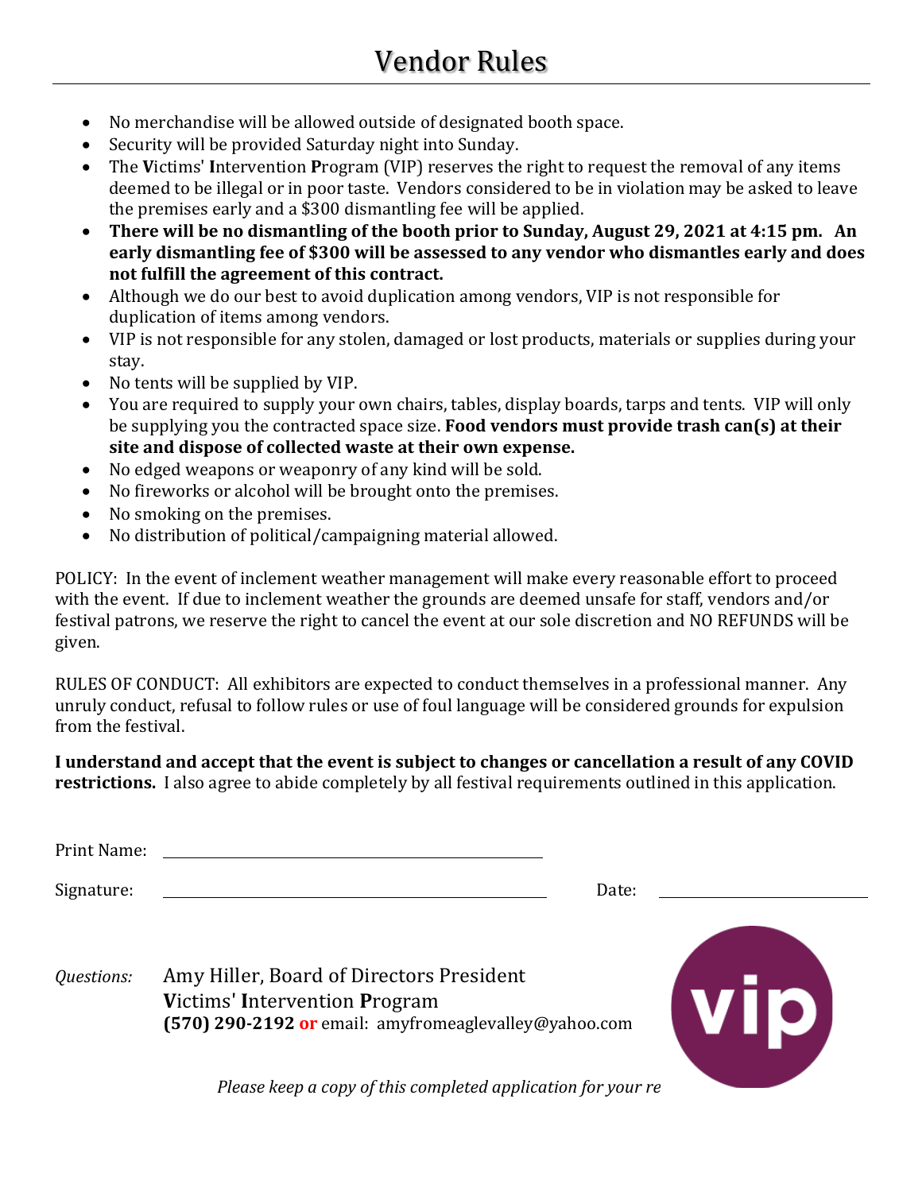# Vendor Rules

- No merchandise will be allowed outside of designated booth space.
- Security will be provided Saturday night into Sunday.
- The **V**ictims' **I**ntervention **P**rogram (VIP) reserves the right to request the removal of any items deemed to be illegal or in poor taste. Vendors considered to be in violation may be asked to leave the premises early and a $300 dismantling fee will be applied.
- **There will be no dismantling of the booth prior to Sunday, August 29, 2021 at 4:15 pm. An early dismantling fee of $300 will be assessed to any vendor who dismantles early and does not fulfill the agreement of this contract.**
- Although we do our best to avoid duplication among vendors, VIP is not responsible for duplication of items among vendors.
- VIP is not responsible for any stolen, damaged or lost products, materials or supplies during your stay.
- No tents will be supplied by VIP.
- You are required to supply your own chairs, tables, display boards, tarps and tents. VIP will only be supplying you the contracted space size. **Food vendors must provide trash can(s) at their site and dispose of collected waste at their own expense.**
- No edged weapons or weaponry of any kind will be sold.
- No fireworks or alcohol will be brought onto the premises.
- No smoking on the premises.
- No distribution of political/campaigning material allowed.

POLICY: In the event of inclement weather management will make every reasonable effort to proceed with the event. If due to inclement weather the grounds are deemed unsafe for staff, vendors and/or festival patrons, we reserve the right to cancel the event at our sole discretion and NO REFUNDS will be given.

RULES OF CONDUCT: All exhibitors are expected to conduct themselves in a professional manner. Any unruly conduct, refusal to follow rules or use of foul language will be considered grounds for expulsion from the festival.

**I understand and accept that the event is subject to changes or cancellation a result of any COVID restrictions.** I also agree to abide completely by all festival requirements outlined in this application.

Print Name: ______________________________

Signature: ______________________________ Date: ____________________

*Questions:* Amy Hiller, Board of Directors President
**V**ictims' **I**ntervention **P**rogram
**(570) 290-2192 or** email: amyfromeaglevalley@yahoo.com

vip

*Please keep a copy of this completed application for your re*